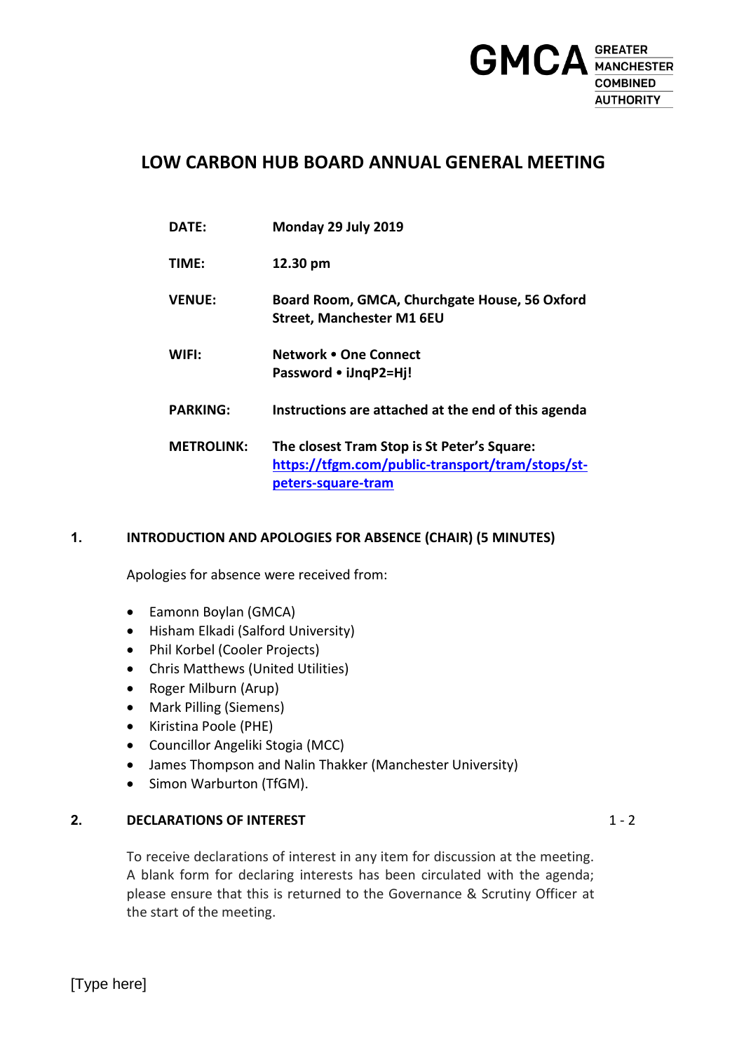GMCA GREATER MANCHESTER COMBINED AUTHORITY

# LOW CARBON HUB BOARD ANNUAL GENERAL MEETING

| | |
|---|---|
| **DATE:** | **Monday 29 July 2019** |
| **TIME:** | **12.30 pm** |
| **VENUE:** | **Board Room, GMCA, Churchgate House, 56 Oxford Street, Manchester M1 6EU** |
| **WIFI:** | **Network • One Connect**<br>**Password • iJnqP2=Hj!** |
| **PARKING:** | **Instructions are attached at the end of this agenda** |
| **METROLINK:** | **The closest Tram Stop is St Peter's Square:** [**https://tfgm.com/public-transport/tram/stops/st-peters-square-tram**](https://tfgm.com/public-transport/tram/stops/st-peters-square-tram) |

## 1. INTRODUCTION AND APOLOGIES FOR ABSENCE (CHAIR) (5 MINUTES)

Apologies for absence were received from:

- Eamonn Boylan (GMCA)
- Hisham Elkadi (Salford University)
- Phil Korbel (Cooler Projects)
- Chris Matthews (United Utilities)
- Roger Milburn (Arup)
- Mark Pilling (Siemens)
- Kiristina Poole (PHE)
- Councillor Angeliki Stogia (MCC)
- James Thompson and Nalin Thakker (Manchester University)
- Simon Warburton (TfGM).

## 2. DECLARATIONS OF INTEREST — 1 - 2

To receive declarations of interest in any item for discussion at the meeting. A blank form for declaring interests has been circulated with the agenda; please ensure that this is returned to the Governance & Scrutiny Officer at the start of the meeting.

[Type here]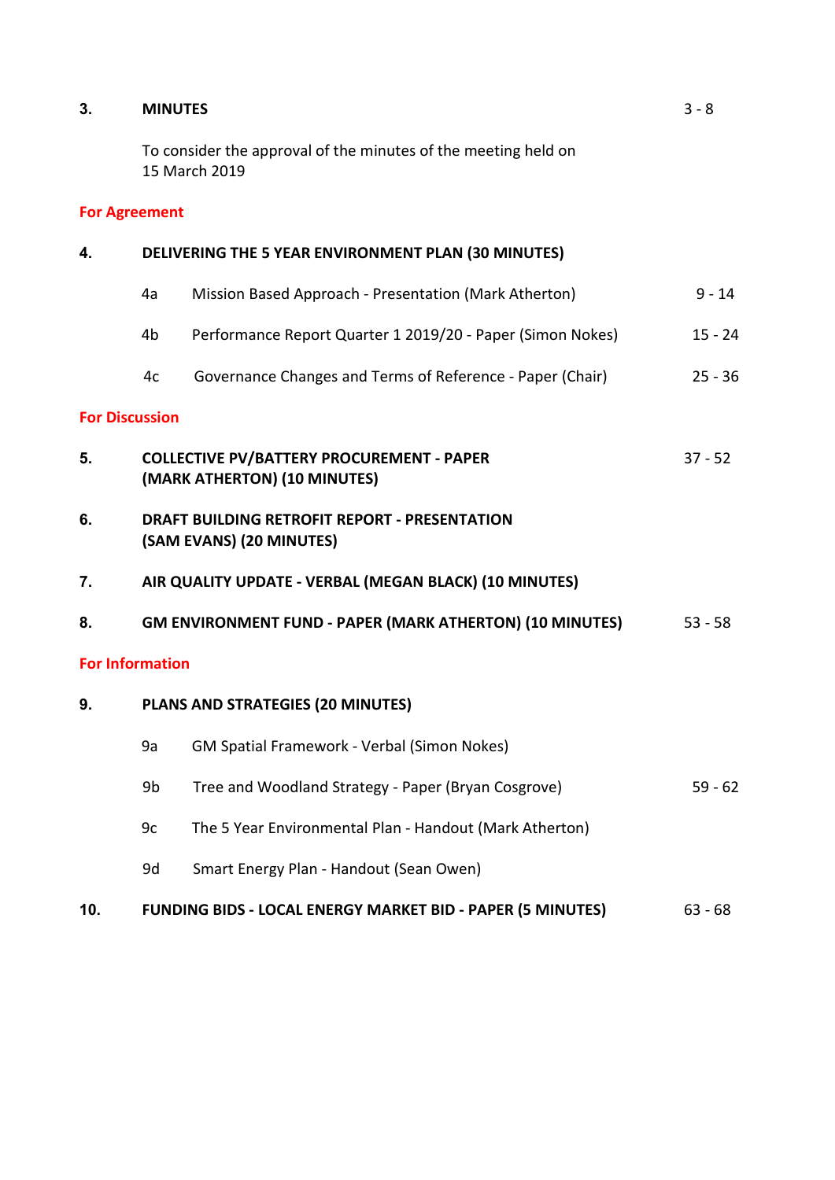**3. MINUTES** 3 - 8

To consider the approval of the minutes of the meeting held on 15 March 2019

**For Agreement**

**4. DELIVERING THE 5 YEAR ENVIRONMENT PLAN (30 MINUTES)**

- 4a Mission Based Approach - Presentation (Mark Atherton) 9 - 14
- 4b Performance Report Quarter 1 2019/20 - Paper (Simon Nokes) 15 - 24
- 4c Governance Changes and Terms of Reference - Paper (Chair) 25 - 36

**For Discussion**

**5. COLLECTIVE PV/BATTERY PROCUREMENT - PAPER (MARK ATHERTON) (10 MINUTES)** 37 - 52

**6. DRAFT BUILDING RETROFIT REPORT - PRESENTATION (SAM EVANS) (20 MINUTES)**

**7. AIR QUALITY UPDATE - VERBAL (MEGAN BLACK) (10 MINUTES)**

**8. GM ENVIRONMENT FUND - PAPER (MARK ATHERTON) (10 MINUTES)** 53 - 58

**For Information**

**9. PLANS AND STRATEGIES (20 MINUTES)**

- 9a GM Spatial Framework - Verbal (Simon Nokes)
- 9b Tree and Woodland Strategy - Paper (Bryan Cosgrove) 59 - 62
- 9c The 5 Year Environmental Plan - Handout (Mark Atherton)
- 9d Smart Energy Plan - Handout (Sean Owen)

**10. FUNDING BIDS - LOCAL ENERGY MARKET BID - PAPER (5 MINUTES)** 63 - 68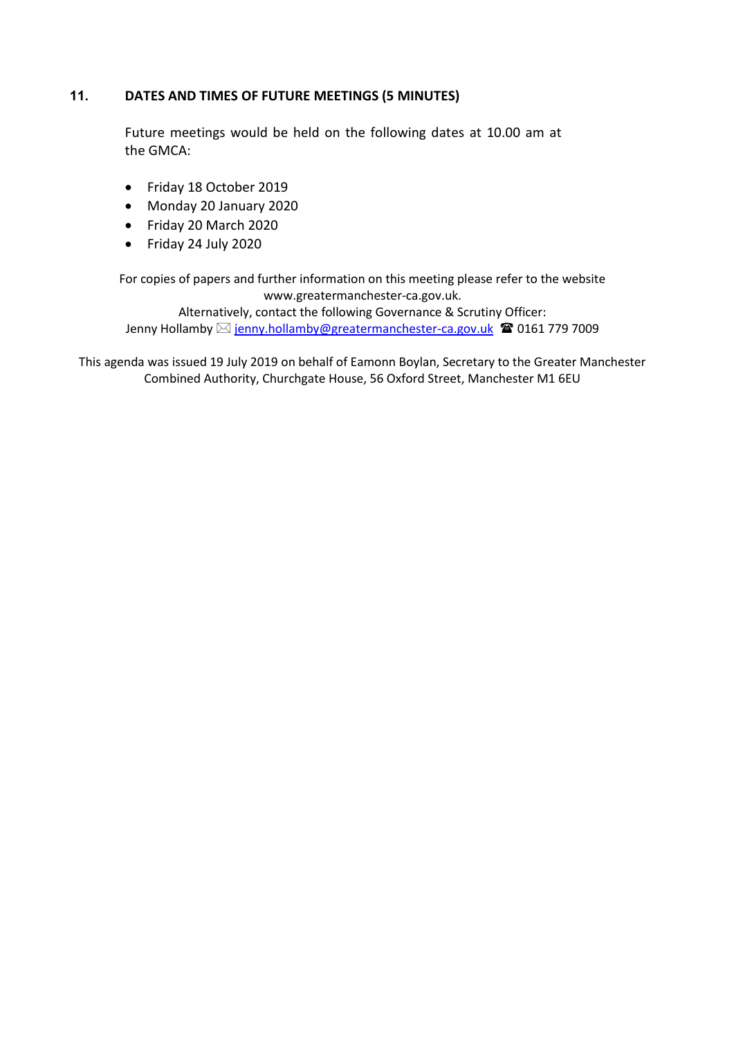**11. DATES AND TIMES OF FUTURE MEETINGS (5 MINUTES)**

Future meetings would be held on the following dates at 10.00 am at the GMCA:

- Friday 18 October 2019
- Monday 20 January 2020
- Friday 20 March 2020
- Friday 24 July 2020

For copies of papers and further information on this meeting please refer to the website www.greatermanchester-ca.gov.uk.
Alternatively, contact the following Governance & Scrutiny Officer:
Jenny Hollamby ✉ jenny.hollamby@greatermanchester-ca.gov.uk ☎ 0161 779 7009

This agenda was issued 19 July 2019 on behalf of Eamonn Boylan, Secretary to the Greater Manchester Combined Authority, Churchgate House, 56 Oxford Street, Manchester M1 6EU